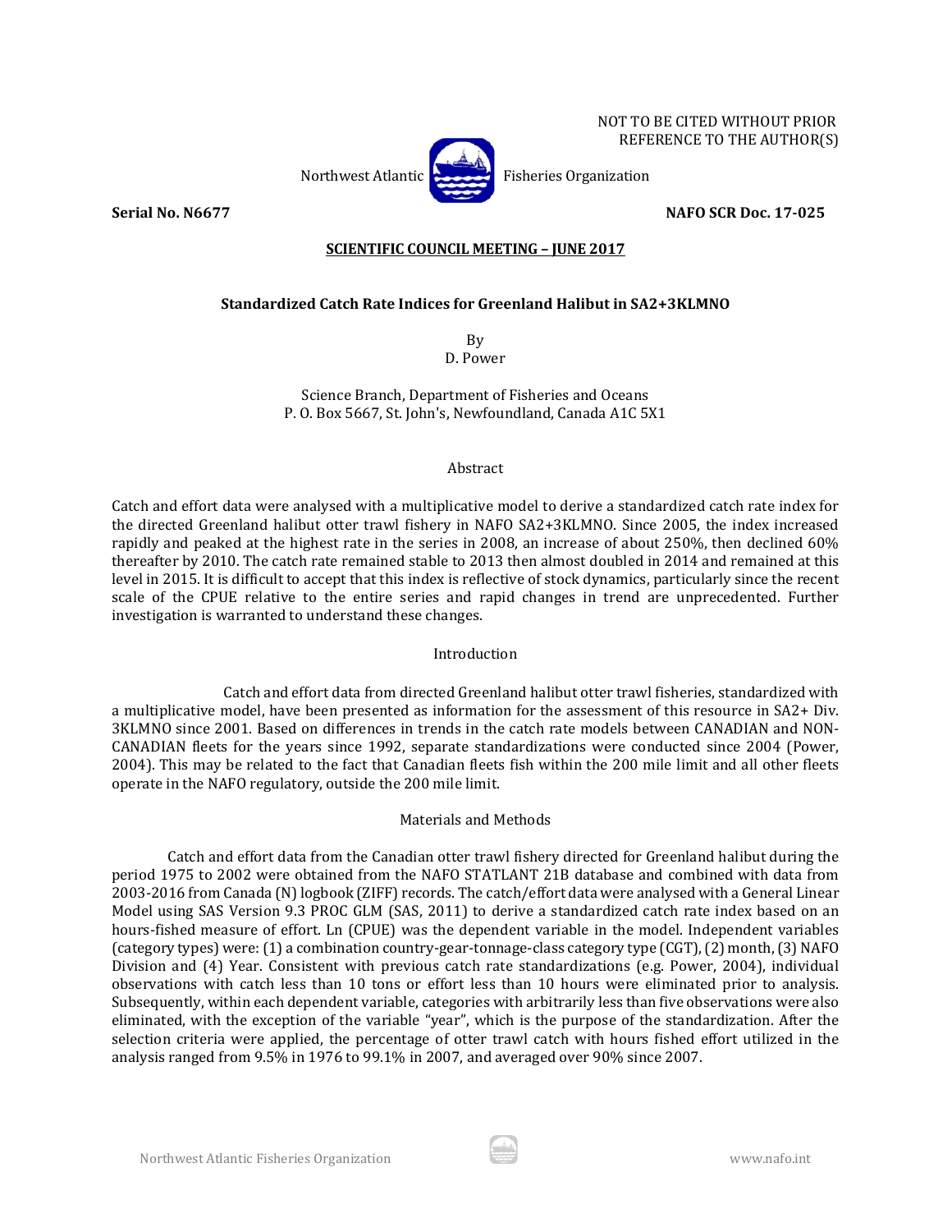NOT TO BE CITED WITHOUT PRIOR REFERENCE TO THE AUTHOR(S)

Northwest Atlantic Fisheries Organization

**Serial No. N6677** **NAFO SCR Doc. 17-025**

**SCIENTIFIC COUNCIL MEETING – JUNE 2017**

# Standardized Catch Rate Indices for Greenland Halibut in SA2+3KLMNO

By

D. Power

Science Branch, Department of Fisheries and Oceans
P. O. Box 5667, St. John's, Newfoundland, Canada A1C 5X1

## Abstract

Catch and effort data were analysed with a multiplicative model to derive a standardized catch rate index for the directed Greenland halibut otter trawl fishery in NAFO SA2+3KLMNO. Since 2005, the index increased rapidly and peaked at the highest rate in the series in 2008, an increase of about 250%, then declined 60% thereafter by 2010. The catch rate remained stable to 2013 then almost doubled in 2014 and remained at this level in 2015. It is difficult to accept that this index is reflective of stock dynamics, particularly since the recent scale of the CPUE relative to the entire series and rapid changes in trend are unprecedented. Further investigation is warranted to understand these changes.

## Introduction

Catch and effort data from directed Greenland halibut otter trawl fisheries, standardized with a multiplicative model, have been presented as information for the assessment of this resource in SA2+ Div. 3KLMNO since 2001. Based on differences in trends in the catch rate models between CANADIAN and NON-CANADIAN fleets for the years since 1992, separate standardizations were conducted since 2004 (Power, 2004). This may be related to the fact that Canadian fleets fish within the 200 mile limit and all other fleets operate in the NAFO regulatory, outside the 200 mile limit.

## Materials and Methods

Catch and effort data from the Canadian otter trawl fishery directed for Greenland halibut during the period 1975 to 2002 were obtained from the NAFO STATLANT 21B database and combined with data from 2003-2016 from Canada (N) logbook (ZIFF) records. The catch/effort data were analysed with a General Linear Model using SAS Version 9.3 PROC GLM (SAS, 2011) to derive a standardized catch rate index based on an hours-fished measure of effort. Ln (CPUE) was the dependent variable in the model. Independent variables (category types) were: (1) a combination country-gear-tonnage-class category type (CGT), (2) month, (3) NAFO Division and (4) Year. Consistent with previous catch rate standardizations (e.g. Power, 2004), individual observations with catch less than 10 tons or effort less than 10 hours were eliminated prior to analysis. Subsequently, within each dependent variable, categories with arbitrarily less than five observations were also eliminated, with the exception of the variable "year", which is the purpose of the standardization. After the selection criteria were applied, the percentage of otter trawl catch with hours fished effort utilized in the analysis ranged from 9.5% in 1976 to 99.1% in 2007, and averaged over 90% since 2007.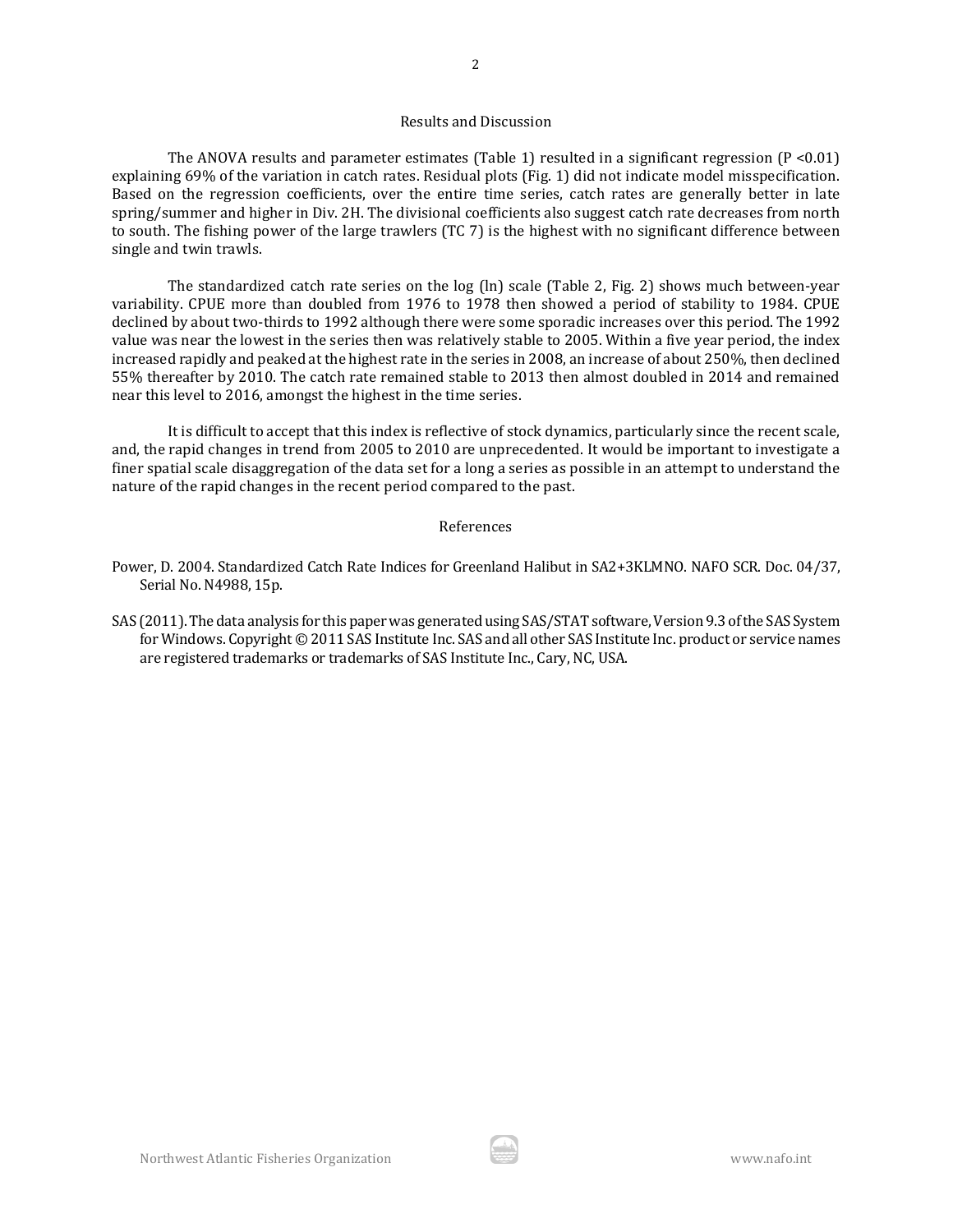## Results and Discussion

The ANOVA results and parameter estimates (Table 1) resulted in a significant regression ($P < 0.01$) explaining 69% of the variation in catch rates. Residual plots (Fig. 1) did not indicate model misspecification. Based on the regression coefficients, over the entire time series, catch rates are generally better in late spring/summer and higher in Div. 2H. The divisional coefficients also suggest catch rate decreases from north to south. The fishing power of the large trawlers (TC 7) is the highest with no significant difference between single and twin trawls.

The standardized catch rate series on the log (ln) scale (Table 2, Fig. 2) shows much between-year variability. CPUE more than doubled from 1976 to 1978 then showed a period of stability to 1984. CPUE declined by about two-thirds to 1992 although there were some sporadic increases over this period. The 1992 value was near the lowest in the series then was relatively stable to 2005. Within a five year period, the index increased rapidly and peaked at the highest rate in the series in 2008, an increase of about 250%, then declined 55% thereafter by 2010. The catch rate remained stable to 2013 then almost doubled in 2014 and remained near this level to 2016, amongst the highest in the time series.

It is difficult to accept that this index is reflective of stock dynamics, particularly since the recent scale, and, the rapid changes in trend from 2005 to 2010 are unprecedented. It would be important to investigate a finer spatial scale disaggregation of the data set for a long a series as possible in an attempt to understand the nature of the rapid changes in the recent period compared to the past.

## References

Power, D. 2004. Standardized Catch Rate Indices for Greenland Halibut in SA2+3KLMNO. NAFO SCR. Doc. 04/37, Serial No. N4988, 15p.

SAS (2011). The data analysis for this paper was generated using SAS/STAT software, Version 9.3 of the SAS System for Windows. Copyright © 2011 SAS Institute Inc. SAS and all other SAS Institute Inc. product or service names are registered trademarks or trademarks of SAS Institute Inc., Cary, NC, USA.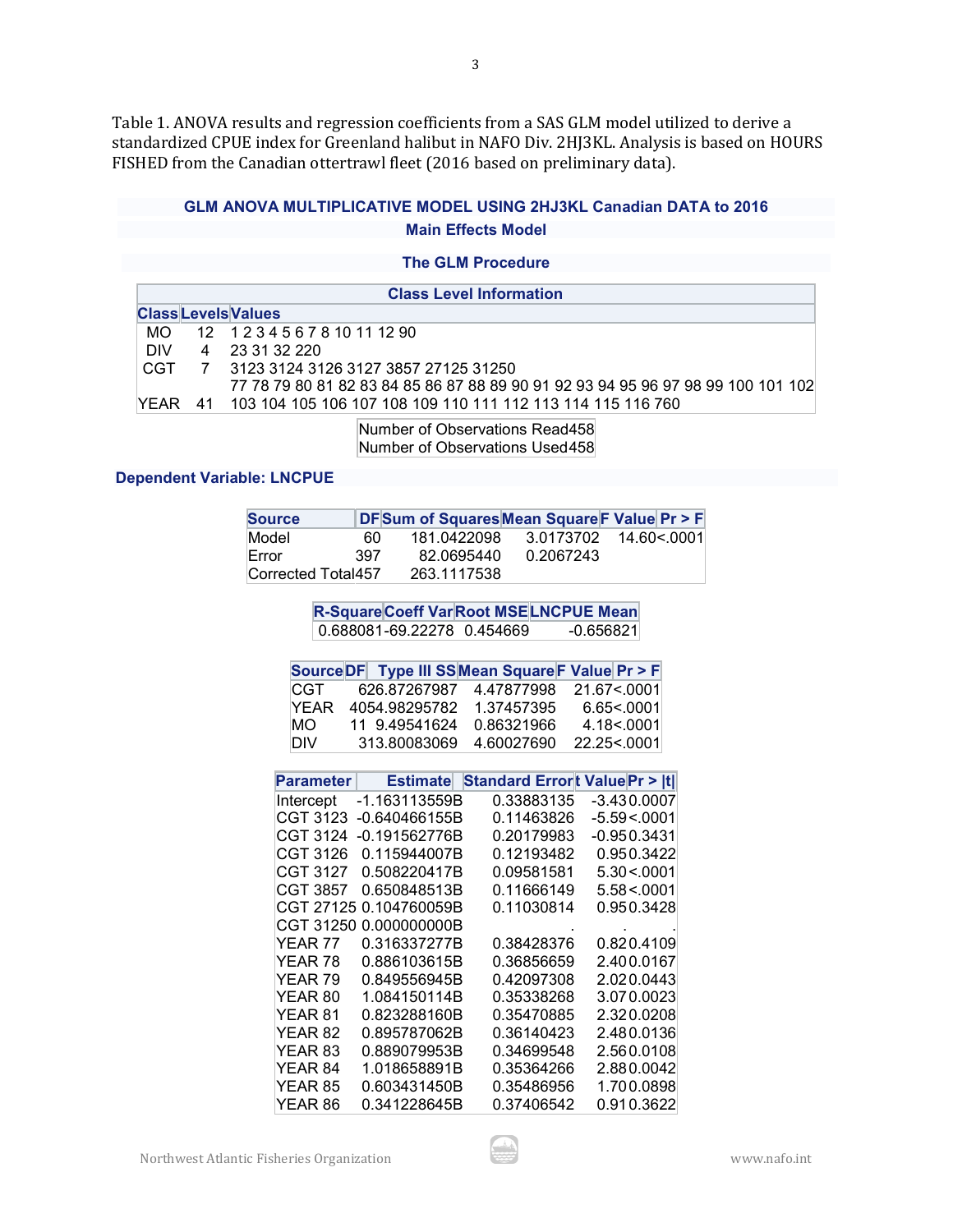Table 1. ANOVA results and regression coefficients from a SAS GLM model utilized to derive a standardized CPUE index for Greenland halibut in NAFO Div. 2HJ3KL. Analysis is based on HOURS FISHED from the Canadian ottertrawl fleet (2016 based on preliminary data).

**GLM ANOVA MULTIPLICATIVE MODEL USING 2HJ3KL Canadian DATA to 2016**

**Main Effects Model**

**The GLM Procedure**

| Class Level Information | | |
|---|---|---|
| **Class** | **Levels** | **Values** |
| MO | 12 | 1 2 3 4 5 6 7 8 10 11 12 90 |
| DIV | 4 | 23 31 32 220 |
| CGT | 7 | 3123 3124 3126 3127 3857 27125 31250 |
| YEAR | 41 | 77 78 79 80 81 82 83 84 85 86 87 88 89 90 91 92 93 94 95 96 97 98 99 100 101 102 103 104 105 106 107 108 109 110 111 112 113 114 115 116 760 |

| | |
|---|---|
| Number of Observations Read | 458 |
| Number of Observations Used | 458 |

**Dependent Variable: LNCPUE**

| Source | DF | Sum of Squares | Mean Square | F Value | Pr > F |
|---|---|---|---|---|---|
| Model | 60 | 181.0422098 | 3.0173702 | 14.60 | <.0001 |
| Error | 397 | 82.0695440 | 0.2067243 | | |
| Corrected Total | 457 | 263.1117538 | | | |

| R-Square | Coeff Var | Root MSE | LNCPUE Mean |
|---|---|---|---|
| 0.688081 | -69.22278 | 0.454669 | -0.656821 |

| Source | DF | Type III SS | Mean Square | F Value | Pr > F |
|---|---|---|---|---|---|
| CGT | 6 | 26.87267987 | 4.47877998 | 21.67 | <.0001 |
| YEAR | 40 | 54.98295782 | 1.37457395 | 6.65 | <.0001 |
| MO | 11 | 9.49541624 | 0.86321966 | 4.18 | <.0001 |
| DIV | 3 | 13.80083069 | 4.60027690 | 22.25 | <.0001 |

| Parameter | Estimate | Standard Error | t Value | Pr > \|t\| |
|---|---|---|---|---|
| Intercept | -1.163113559B | 0.33883135 | -3.43 | 0.0007 |
| CGT 3123 | -0.640466155B | 0.11463826 | -5.59 | <.0001 |
| CGT 3124 | -0.191562776B | 0.20179983 | -0.95 | 0.3431 |
| CGT 3126 | 0.115944007B | 0.12193482 | 0.95 | 0.3422 |
| CGT 3127 | 0.508220417B | 0.09581581 | 5.30 | <.0001 |
| CGT 3857 | 0.650848513B | 0.11666149 | 5.58 | <.0001 |
| CGT 27125 | 0.104760059B | 0.11030814 | 0.95 | 0.3428 |
| CGT 31250 | 0.000000000B | . | . | . |
| YEAR 77 | 0.316337277B | 0.38428376 | 0.82 | 0.4109 |
| YEAR 78 | 0.886103615B | 0.36856659 | 2.40 | 0.0167 |
| YEAR 79 | 0.849556945B | 0.42097308 | 2.02 | 0.0443 |
| YEAR 80 | 1.084150114B | 0.35338268 | 3.07 | 0.0023 |
| YEAR 81 | 0.823288160B | 0.35470885 | 2.32 | 0.0208 |
| YEAR 82 | 0.895787062B | 0.36140423 | 2.48 | 0.0136 |
| YEAR 83 | 0.889079953B | 0.34699548 | 2.56 | 0.0108 |
| YEAR 84 | 1.018658891B | 0.35364266 | 2.88 | 0.0042 |
| YEAR 85 | 0.603431450B | 0.35486956 | 1.70 | 0.0898 |
| YEAR 86 | 0.341228645B | 0.37406542 | 0.91 | 0.3622 |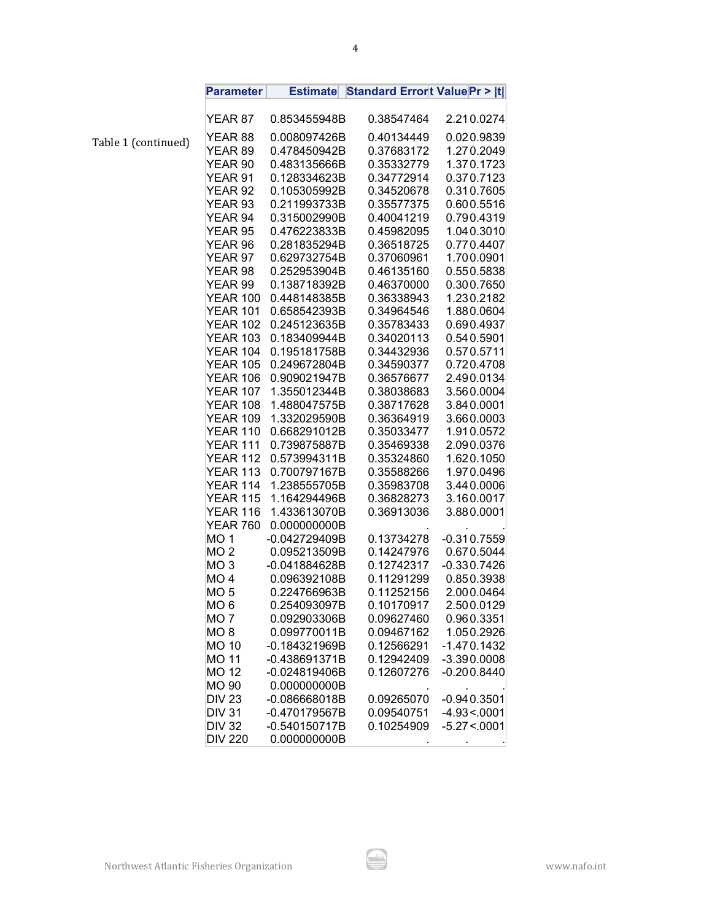Table 1 (continued)

| Parameter | Estimate | Standard Error | t Value | Pr > \|t\| |
|---|---|---|---|---|
| YEAR 87 | 0.853455948B | 0.38547464 | 2.21 | 0.0274 |
| YEAR 88 | 0.008097426B | 0.40134449 | 0.02 | 0.9839 |
| YEAR 89 | 0.478450942B | 0.37683172 | 1.27 | 0.2049 |
| YEAR 90 | 0.483135666B | 0.35332779 | 1.37 | 0.1723 |
| YEAR 91 | 0.128334623B | 0.34772914 | 0.37 | 0.7123 |
| YEAR 92 | 0.105305992B | 0.34520678 | 0.31 | 0.7605 |
| YEAR 93 | 0.211993733B | 0.35577375 | 0.60 | 0.5516 |
| YEAR 94 | 0.315002990B | 0.40041219 | 0.79 | 0.4319 |
| YEAR 95 | 0.476223833B | 0.45982095 | 1.04 | 0.3010 |
| YEAR 96 | 0.281835294B | 0.36518725 | 0.77 | 0.4407 |
| YEAR 97 | 0.629732754B | 0.37060961 | 1.70 | 0.0901 |
| YEAR 98 | 0.252953904B | 0.46135160 | 0.55 | 0.5838 |
| YEAR 99 | 0.138718392B | 0.46370000 | 0.30 | 0.7650 |
| YEAR 100 | 0.448148385B | 0.36338943 | 1.23 | 0.2182 |
| YEAR 101 | 0.658542393B | 0.34964546 | 1.88 | 0.0604 |
| YEAR 102 | 0.245123635B | 0.35783433 | 0.69 | 0.4937 |
| YEAR 103 | 0.183409944B | 0.34020113 | 0.54 | 0.5901 |
| YEAR 104 | 0.195181758B | 0.34432936 | 0.57 | 0.5711 |
| YEAR 105 | 0.249672804B | 0.34590377 | 0.72 | 0.4708 |
| YEAR 106 | 0.909021947B | 0.36576677 | 2.49 | 0.0134 |
| YEAR 107 | 1.355012344B | 0.38038683 | 3.56 | 0.0004 |
| YEAR 108 | 1.488047575B | 0.38717628 | 3.84 | 0.0001 |
| YEAR 109 | 1.332029590B | 0.36364919 | 3.66 | 0.0003 |
| YEAR 110 | 0.668291012B | 0.35033477 | 1.91 | 0.0572 |
| YEAR 111 | 0.739875887B | 0.35469338 | 2.09 | 0.0376 |
| YEAR 112 | 0.573994311B | 0.35324860 | 1.62 | 0.1050 |
| YEAR 113 | 0.700797167B | 0.35588266 | 1.97 | 0.0496 |
| YEAR 114 | 1.238555705B | 0.35983708 | 3.44 | 0.0006 |
| YEAR 115 | 1.164294496B | 0.36828273 | 3.16 | 0.0017 |
| YEAR 116 | 1.433613070B | 0.36913036 | 3.88 | 0.0001 |
| YEAR 760 | 0.000000000B | . | . | . |
| MO 1 | -0.042729409B | 0.13734278 | -0.31 | 0.7559 |
| MO 2 | 0.095213509B | 0.14247976 | 0.67 | 0.5044 |
| MO 3 | -0.041884628B | 0.12742317 | -0.33 | 0.7426 |
| MO 4 | 0.096392108B | 0.11291299 | 0.85 | 0.3938 |
| MO 5 | 0.224766963B | 0.11252156 | 2.00 | 0.0464 |
| MO 6 | 0.254093097B | 0.10170917 | 2.50 | 0.0129 |
| MO 7 | 0.092903306B | 0.09627460 | 0.96 | 0.3351 |
| MO 8 | 0.099770011B | 0.09467162 | 1.05 | 0.2926 |
| MO 10 | -0.184321969B | 0.12566291 | -1.47 | 0.1432 |
| MO 11 | -0.438691371B | 0.12942409 | -3.39 | 0.0008 |
| MO 12 | -0.024819406B | 0.12607276 | -0.20 | 0.8440 |
| MO 90 | 0.000000000B | . | . | . |
| DIV 23 | -0.086668018B | 0.09265070 | -0.94 | 0.3501 |
| DIV 31 | -0.470179567B | 0.09540751 | -4.93 | <.0001 |
| DIV 32 | -0.540150717B | 0.10254909 | -5.27 | <.0001 |
| DIV 220 | 0.000000000B | . | . | . |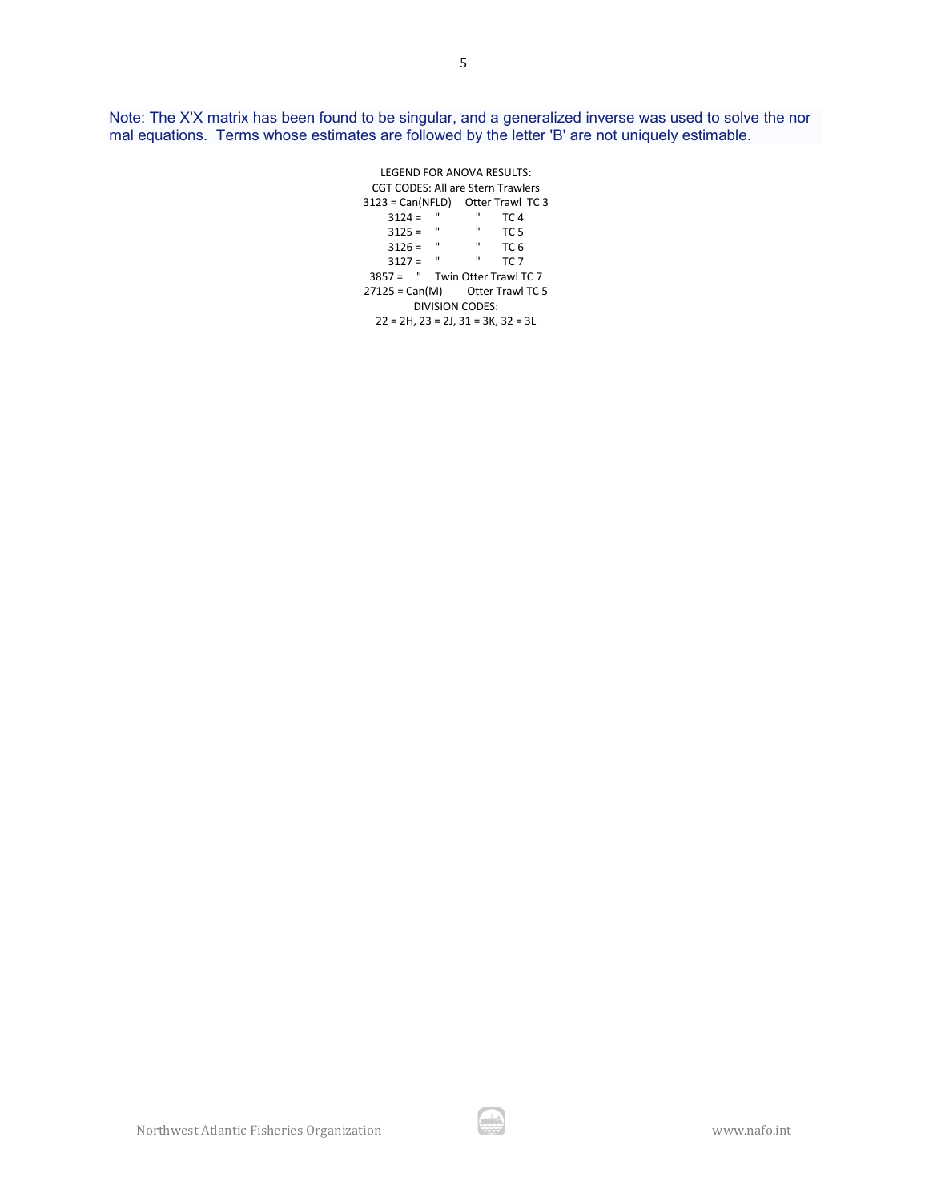Note: The X'X matrix has been found to be singular, and a generalized inverse was used to solve the normal equations. Terms whose estimates are followed by the letter 'B' are not uniquely estimable.

LEGEND FOR ANOVA RESULTS:

CGT CODES: All are Stern Trawlers

| Code | Country | Gear | Tonnage Class |
| --- | --- | --- | --- |
| 3123 = | Can(NFLD) | Otter Trawl | TC 3 |
| 3124 = | " | " | TC 4 |
| 3125 = | " | " | TC 5 |
| 3126 = | " | " | TC 6 |
| 3127 = | " | " | TC 7 |
| 3857 = | " | Twin Otter Trawl | TC 7 |
| 27125 = | Can(M) | Otter Trawl | TC 5 |

DIVISION CODES:

22 = 2H, 23 = 2J, 31 = 3K, 32 = 3L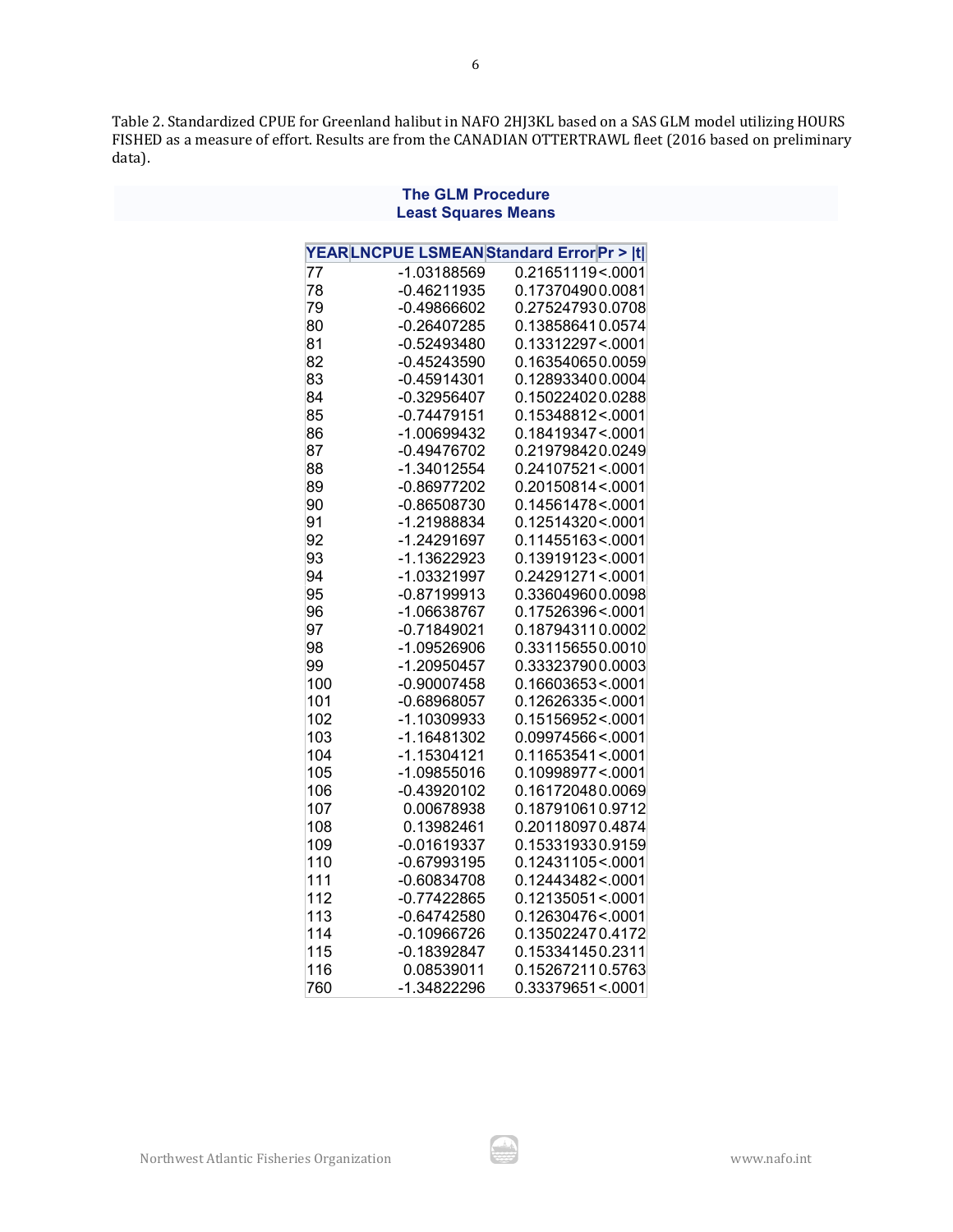Table 2. Standardized CPUE for Greenland halibut in NAFO 2HJ3KL based on a SAS GLM model utilizing HOURS FISHED as a measure of effort. Results are from the CANADIAN OTTERTRAWL fleet (2016 based on preliminary data).

**The GLM Procedure**
**Least Squares Means**

| YEAR | LNCPUE LSMEAN | Standard Error | Pr > \|t\| |
|---|---|---|---|
| 77 | -1.03188569 | 0.21651119 | <.0001 |
| 78 | -0.46211935 | 0.17370490 | 0.0081 |
| 79 | -0.49866602 | 0.27524793 | 0.0708 |
| 80 | -0.26407285 | 0.13858641 | 0.0574 |
| 81 | -0.52493480 | 0.13312297 | <.0001 |
| 82 | -0.45243590 | 0.16354065 | 0.0059 |
| 83 | -0.45914301 | 0.12893340 | 0.0004 |
| 84 | -0.32956407 | 0.15022402 | 0.0288 |
| 85 | -0.74479151 | 0.15348812 | <.0001 |
| 86 | -1.00699432 | 0.18419347 | <.0001 |
| 87 | -0.49476702 | 0.21979842 | 0.0249 |
| 88 | -1.34012554 | 0.24107521 | <.0001 |
| 89 | -0.86977202 | 0.20150814 | <.0001 |
| 90 | -0.86508730 | 0.14561478 | <.0001 |
| 91 | -1.21988834 | 0.12514320 | <.0001 |
| 92 | -1.24291697 | 0.11455163 | <.0001 |
| 93 | -1.13622923 | 0.13919123 | <.0001 |
| 94 | -1.03321997 | 0.24291271 | <.0001 |
| 95 | -0.87199913 | 0.33604960 | 0.0098 |
| 96 | -1.06638767 | 0.17526396 | <.0001 |
| 97 | -0.71849021 | 0.18794311 | 0.0002 |
| 98 | -1.09526906 | 0.33115655 | 0.0010 |
| 99 | -1.20950457 | 0.33323790 | 0.0003 |
| 100 | -0.90007458 | 0.16603653 | <.0001 |
| 101 | -0.68968057 | 0.12626335 | <.0001 |
| 102 | -1.10309933 | 0.15156952 | <.0001 |
| 103 | -1.16481302 | 0.09974566 | <.0001 |
| 104 | -1.15304121 | 0.11653541 | <.0001 |
| 105 | -1.09855016 | 0.10998977 | <.0001 |
| 106 | -0.43920102 | 0.16172048 | 0.0069 |
| 107 | 0.00678938 | 0.18791061 | 0.9712 |
| 108 | 0.13982461 | 0.20118097 | 0.4874 |
| 109 | -0.01619337 | 0.15331933 | 0.9159 |
| 110 | -0.67993195 | 0.12431105 | <.0001 |
| 111 | -0.60834708 | 0.12443482 | <.0001 |
| 112 | -0.77422865 | 0.12135051 | <.0001 |
| 113 | -0.64742580 | 0.12630476 | <.0001 |
| 114 | -0.10966726 | 0.13502247 | 0.4172 |
| 115 | -0.18392847 | 0.15334145 | 0.2311 |
| 116 | 0.08539011 | 0.15267211 | 0.5763 |
| 760 | -1.34822296 | 0.33379651 | <.0001 |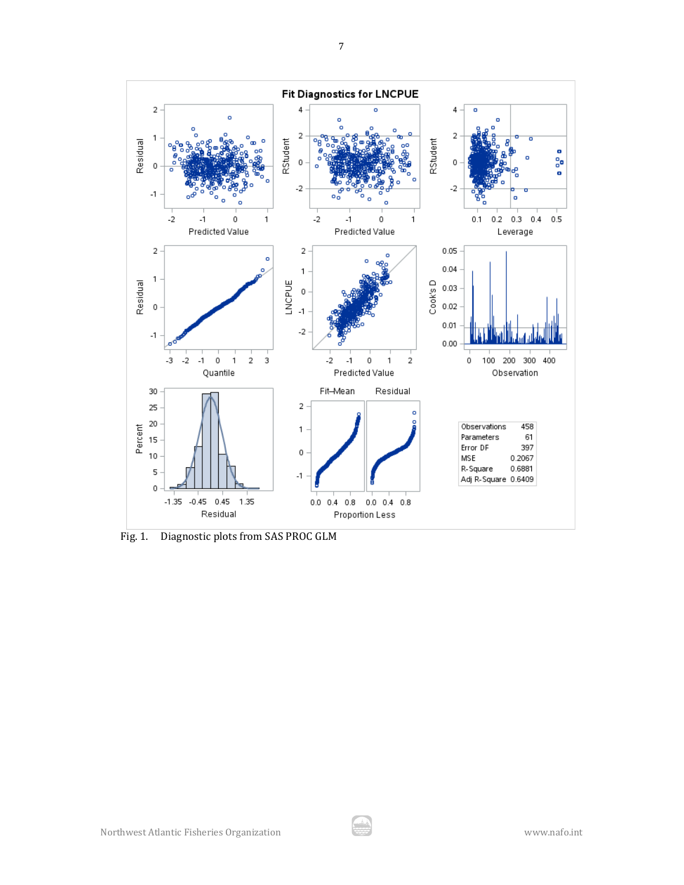Fig. 1. Diagnostic plots from SAS PROC GLM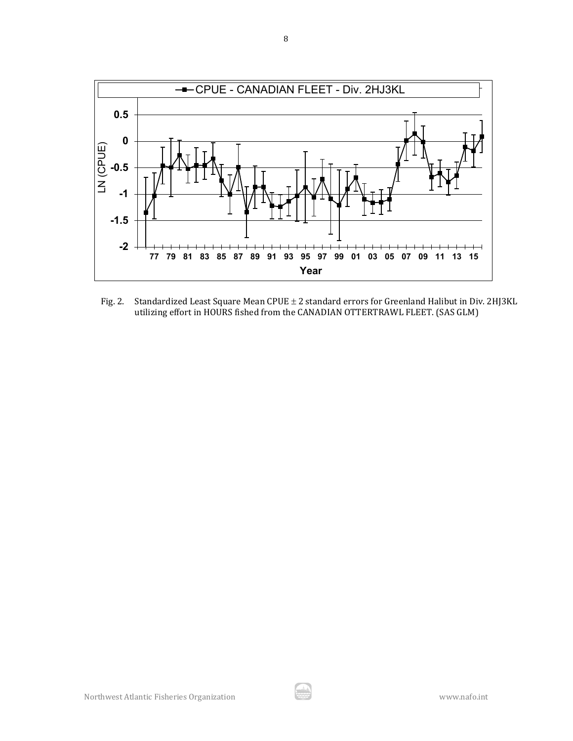CPUE - CANADIAN FLEET - Div. 2HJ3KL

LN (CPUE)

0.5
0
-0.5
-1
-1.5
-2

77 79 81 83 85 87 89 91 93 95 97 99 01 03 05 07 09 11 13 15

Year

Fig. 2. Standardized Least Square Mean CPUE ± 2 standard errors for Greenland Halibut in Div. 2HJ3KL utilizing effort in HOURS fished from the CANADIAN OTTERTRAWL FLEET. (SAS GLM)